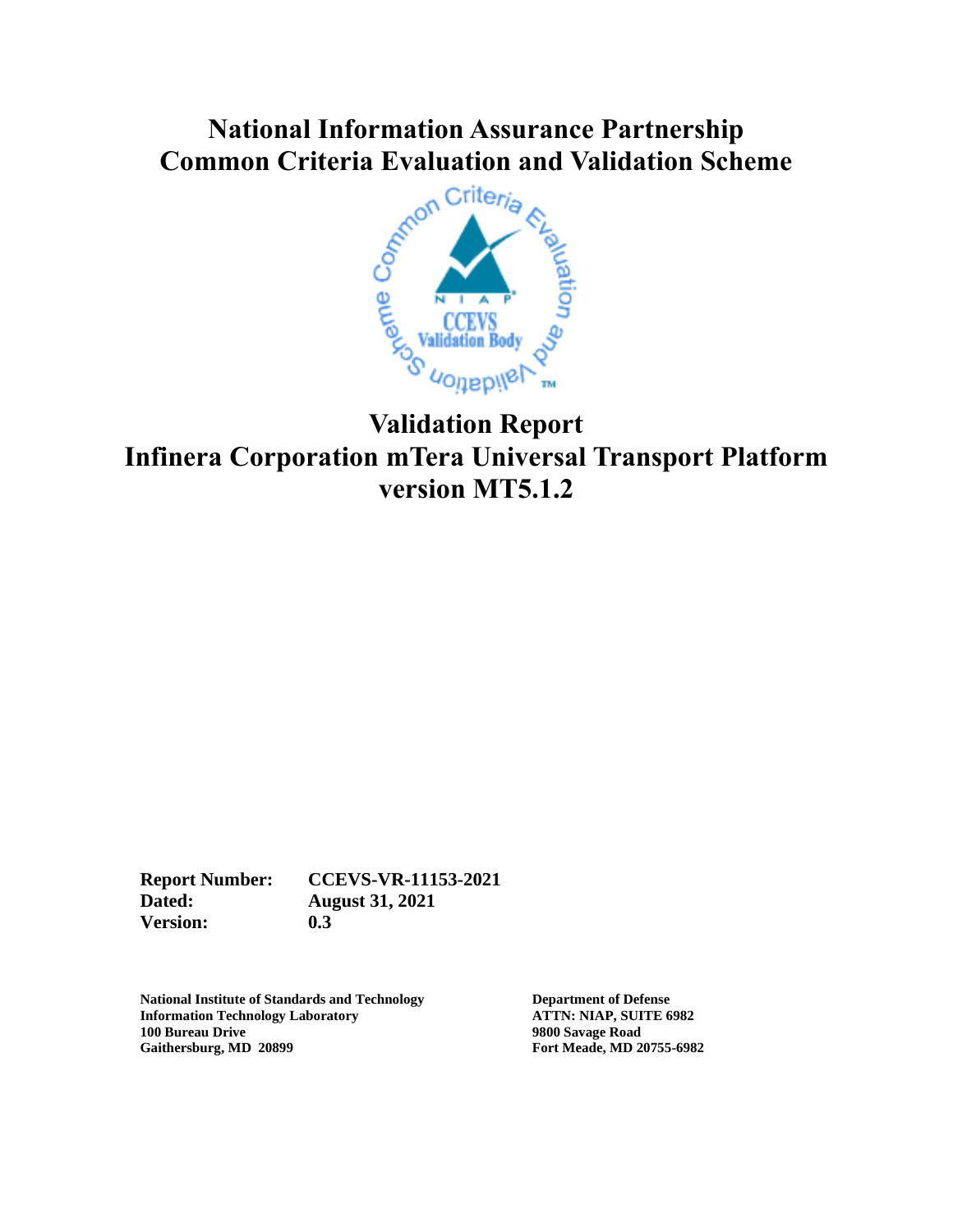# National Information Assurance Partnership
# Common Criteria Evaluation and Validation Scheme

# Validation Report
# Infinera Corporation mTera Universal Transport Platform version MT5.1.2

**Report Number:** CCEVS-VR-11153-2021
**Dated:** August 31, 2021
**Version:** 0.3

**National Institute of Standards and Technology**
**Information Technology Laboratory**
**100 Bureau Drive**
**Gaithersburg, MD 20899**

**Department of Defense**
**ATTN: NIAP, SUITE 6982**
**9800 Savage Road**
**Fort Meade, MD 20755-6982**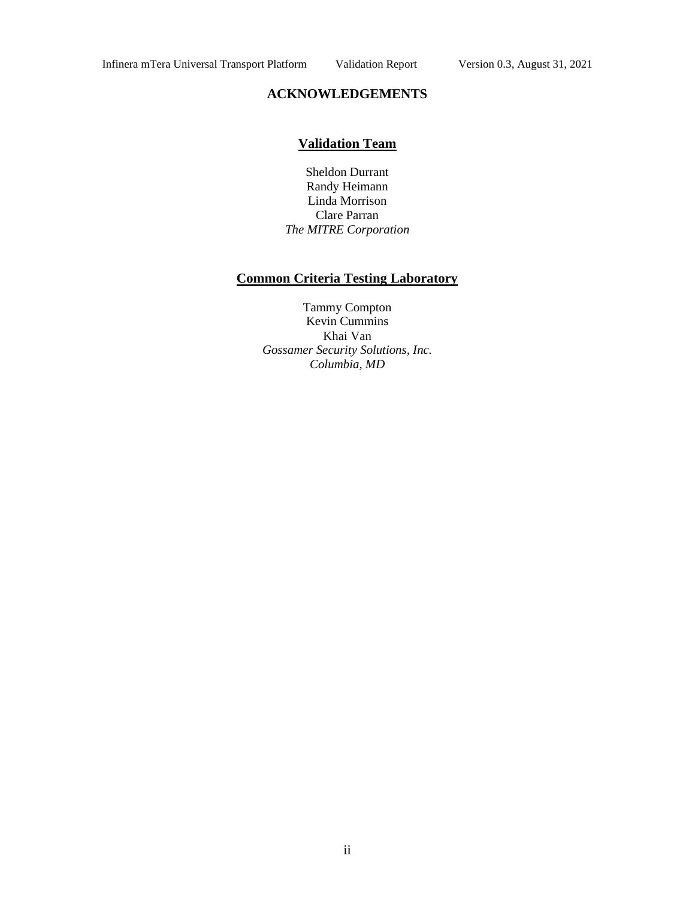# ACKNOWLEDGEMENTS

## Validation Team

Sheldon Durrant
Randy Heimann
Linda Morrison
Clare Parran
*The MITRE Corporation*

## Common Criteria Testing Laboratory

Tammy Compton
Kevin Cummins
Khai Van
*Gossamer Security Solutions, Inc.*
*Columbia, MD*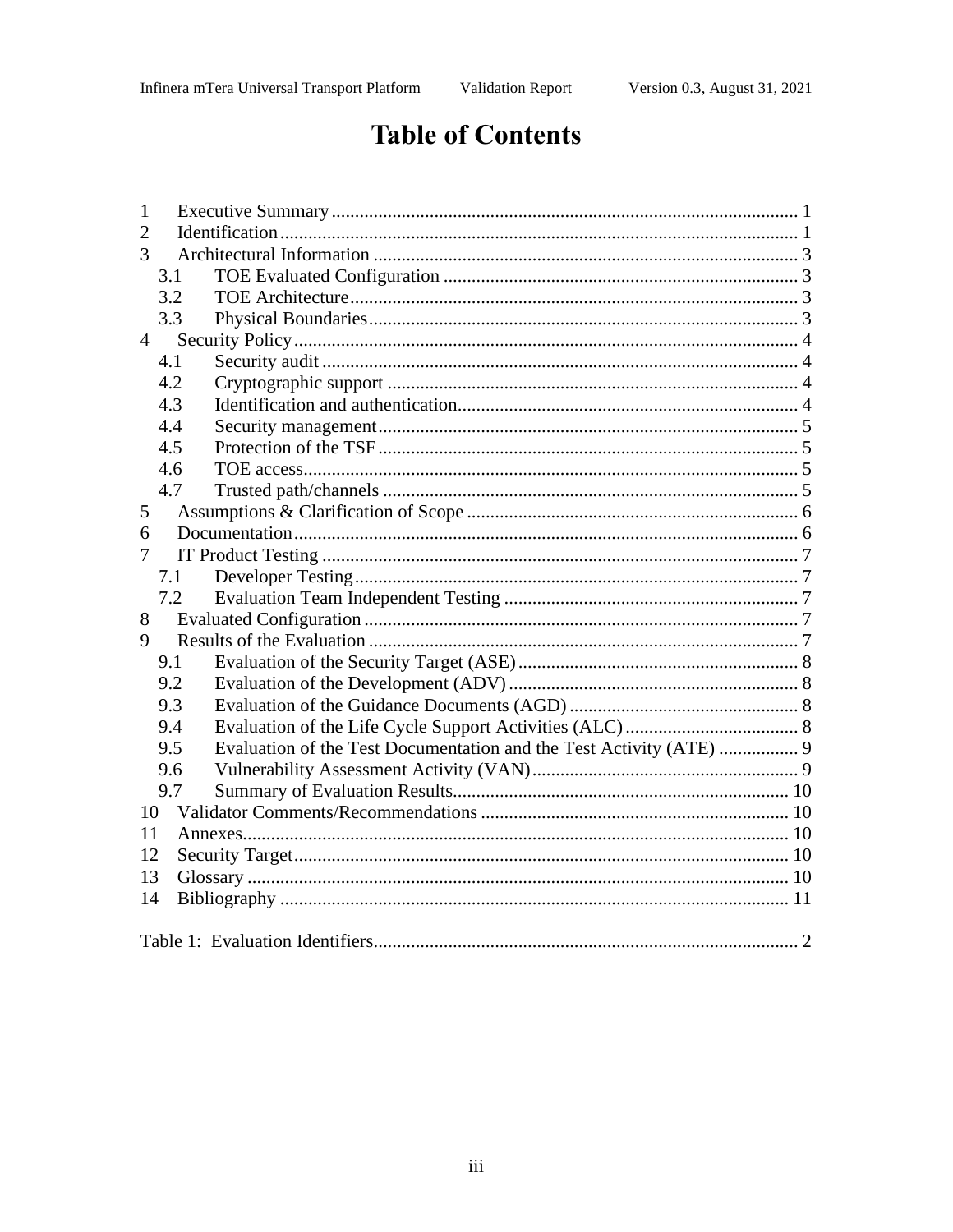# Table of Contents

1 Executive Summary ........................................................................................ 1
2 Identification ...................................................................................................... 1
3 Architectural Information ............................................................................. 3
  3.1 TOE Evaluated Configuration ................................................................ 3
  3.2 TOE Architecture ..................................................................................... 3
  3.3 Physical Boundaries ................................................................................. 3
4 Security Policy ................................................................................................... 4
  4.1 Security audit ............................................................................................ 4
  4.2 Cryptographic support ............................................................................ 4
  4.3 Identification and authentication .......................................................... 4
  4.4 Security management ............................................................................... 5
  4.5 Protection of the TSF ............................................................................... 5
  4.6 TOE access .................................................................................................. 5
  4.7 Trusted path/channels ............................................................................. 5
5 Assumptions & Clarification of Scope ....................................................... 6
6 Documentation .................................................................................................. 6
7 IT Product Testing ............................................................................................ 7
  7.1 Developer Testing ..................................................................................... 7
  7.2 Evaluation Team Independent Testing ................................................ 7
8 Evaluated Configuration ................................................................................. 7
9 Results of the Evaluation ................................................................................ 7
  9.1 Evaluation of the Security Target (ASE) .............................................. 8
  9.2 Evaluation of the Development (ADV) ................................................. 8
  9.3 Evaluation of the Guidance Documents (AGD) .................................. 8
  9.4 Evaluation of the Life Cycle Support Activities (ALC) ..................... 8
  9.5 Evaluation of the Test Documentation and the Test Activity (ATE) ................. 9
  9.6 Vulnerability Assessment Activity (VAN) ........................................... 9
  9.7 Summary of Evaluation Results ............................................................ 10
10 Validator Comments/Recommendations ................................................... 10
11 Annexes ............................................................................................................. 10
12 Security Target ................................................................................................ 10
13 Glossary ............................................................................................................ 10
14 Bibliography .................................................................................................... 11

Table 1: Evaluation Identifiers ......................................................................... 2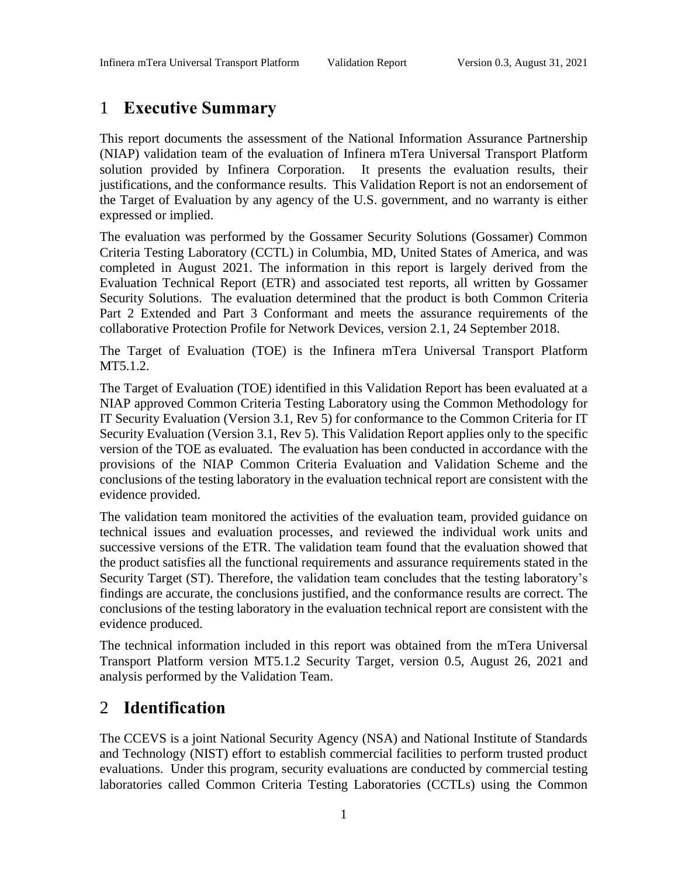# 1 Executive Summary

This report documents the assessment of the National Information Assurance Partnership (NIAP) validation team of the evaluation of Infinera mTera Universal Transport Platform solution provided by Infinera Corporation. It presents the evaluation results, their justifications, and the conformance results. This Validation Report is not an endorsement of the Target of Evaluation by any agency of the U.S. government, and no warranty is either expressed or implied.

The evaluation was performed by the Gossamer Security Solutions (Gossamer) Common Criteria Testing Laboratory (CCTL) in Columbia, MD, United States of America, and was completed in August 2021. The information in this report is largely derived from the Evaluation Technical Report (ETR) and associated test reports, all written by Gossamer Security Solutions. The evaluation determined that the product is both Common Criteria Part 2 Extended and Part 3 Conformant and meets the assurance requirements of the collaborative Protection Profile for Network Devices, version 2.1, 24 September 2018.

The Target of Evaluation (TOE) is the Infinera mTera Universal Transport Platform MT5.1.2.

The Target of Evaluation (TOE) identified in this Validation Report has been evaluated at a NIAP approved Common Criteria Testing Laboratory using the Common Methodology for IT Security Evaluation (Version 3.1, Rev 5) for conformance to the Common Criteria for IT Security Evaluation (Version 3.1, Rev 5). This Validation Report applies only to the specific version of the TOE as evaluated. The evaluation has been conducted in accordance with the provisions of the NIAP Common Criteria Evaluation and Validation Scheme and the conclusions of the testing laboratory in the evaluation technical report are consistent with the evidence provided.

The validation team monitored the activities of the evaluation team, provided guidance on technical issues and evaluation processes, and reviewed the individual work units and successive versions of the ETR. The validation team found that the evaluation showed that the product satisfies all the functional requirements and assurance requirements stated in the Security Target (ST). Therefore, the validation team concludes that the testing laboratory's findings are accurate, the conclusions justified, and the conformance results are correct. The conclusions of the testing laboratory in the evaluation technical report are consistent with the evidence produced.

The technical information included in this report was obtained from the mTera Universal Transport Platform version MT5.1.2 Security Target, version 0.5, August 26, 2021 and analysis performed by the Validation Team.

# 2 Identification

The CCEVS is a joint National Security Agency (NSA) and National Institute of Standards and Technology (NIST) effort to establish commercial facilities to perform trusted product evaluations. Under this program, security evaluations are conducted by commercial testing laboratories called Common Criteria Testing Laboratories (CCTLs) using the Common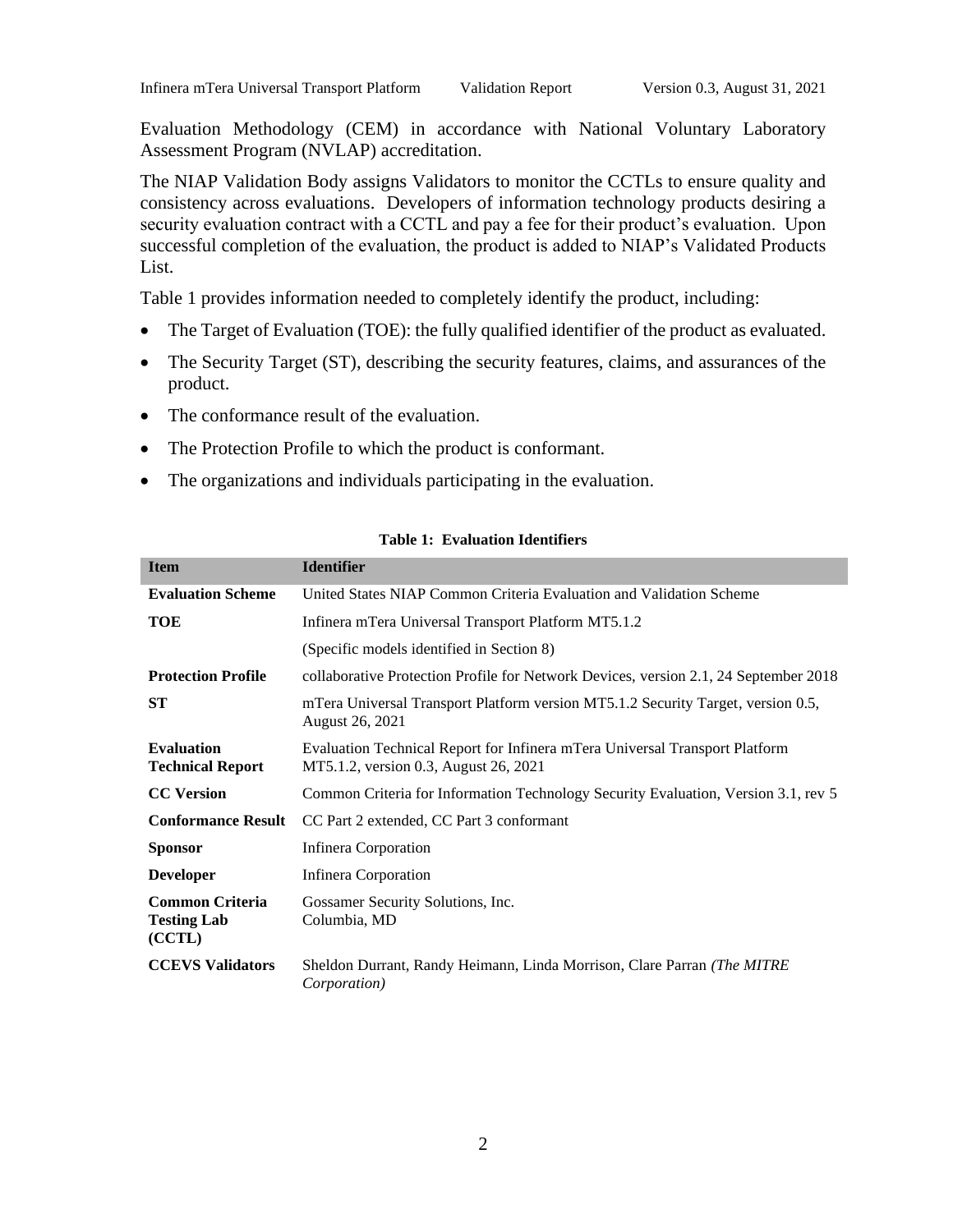Evaluation Methodology (CEM) in accordance with National Voluntary Laboratory Assessment Program (NVLAP) accreditation.

The NIAP Validation Body assigns Validators to monitor the CCTLs to ensure quality and consistency across evaluations. Developers of information technology products desiring a security evaluation contract with a CCTL and pay a fee for their product's evaluation. Upon successful completion of the evaluation, the product is added to NIAP's Validated Products List.

Table 1 provides information needed to completely identify the product, including:

- The Target of Evaluation (TOE): the fully qualified identifier of the product as evaluated.
- The Security Target (ST), describing the security features, claims, and assurances of the product.
- The conformance result of the evaluation.
- The Protection Profile to which the product is conformant.
- The organizations and individuals participating in the evaluation.

**Table 1: Evaluation Identifiers**

| Item | Identifier |
|---|---|
| **Evaluation Scheme** | United States NIAP Common Criteria Evaluation and Validation Scheme |
| **TOE** | Infinera mTera Universal Transport Platform MT5.1.2 |
| | (Specific models identified in Section 8) |
| **Protection Profile** | collaborative Protection Profile for Network Devices, version 2.1, 24 September 2018 |
| **ST** | mTera Universal Transport Platform version MT5.1.2 Security Target, version 0.5, August 26, 2021 |
| **Evaluation Technical Report** | Evaluation Technical Report for Infinera mTera Universal Transport Platform MT5.1.2, version 0.3, August 26, 2021 |
| **CC Version** | Common Criteria for Information Technology Security Evaluation, Version 3.1, rev 5 |
| **Conformance Result** | CC Part 2 extended, CC Part 3 conformant |
| **Sponsor** | Infinera Corporation |
| **Developer** | Infinera Corporation |
| **Common Criteria Testing Lab (CCTL)** | Gossamer Security Solutions, Inc.<br>Columbia, MD |
| **CCEVS Validators** | Sheldon Durrant, Randy Heimann, Linda Morrison, Clare Parran *(The MITRE Corporation)* |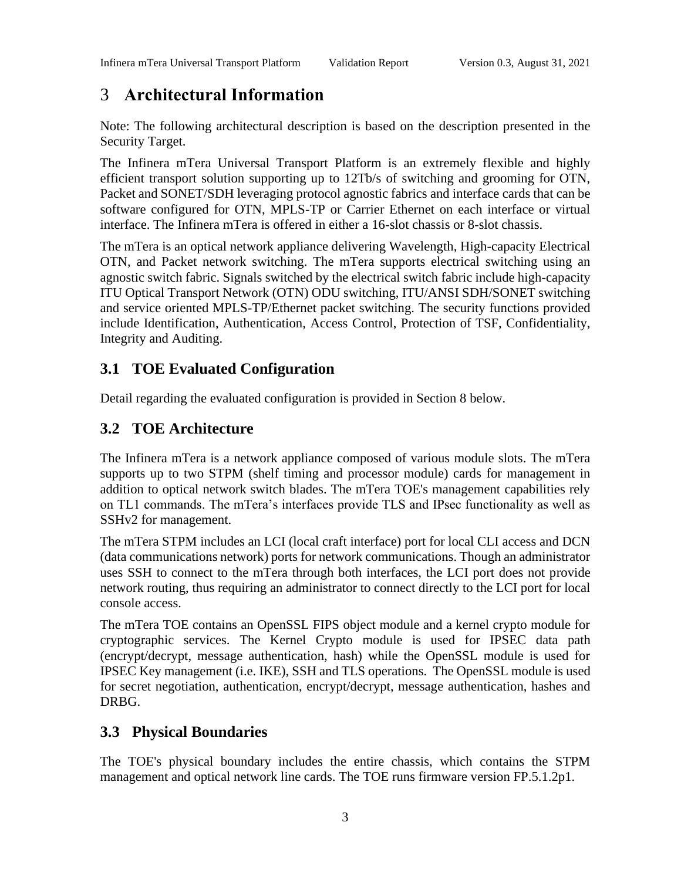# 3 Architectural Information

Note: The following architectural description is based on the description presented in the Security Target.

The Infinera mTera Universal Transport Platform is an extremely flexible and highly efficient transport solution supporting up to 12Tb/s of switching and grooming for OTN, Packet and SONET/SDH leveraging protocol agnostic fabrics and interface cards that can be software configured for OTN, MPLS-TP or Carrier Ethernet on each interface or virtual interface. The Infinera mTera is offered in either a 16-slot chassis or 8-slot chassis.

The mTera is an optical network appliance delivering Wavelength, High-capacity Electrical OTN, and Packet network switching. The mTera supports electrical switching using an agnostic switch fabric. Signals switched by the electrical switch fabric include high-capacity ITU Optical Transport Network (OTN) ODU switching, ITU/ANSI SDH/SONET switching and service oriented MPLS-TP/Ethernet packet switching. The security functions provided include Identification, Authentication, Access Control, Protection of TSF, Confidentiality, Integrity and Auditing.

## 3.1 TOE Evaluated Configuration

Detail regarding the evaluated configuration is provided in Section 8 below.

## 3.2 TOE Architecture

The Infinera mTera is a network appliance composed of various module slots. The mTera supports up to two STPM (shelf timing and processor module) cards for management in addition to optical network switch blades. The mTera TOE's management capabilities rely on TL1 commands. The mTera's interfaces provide TLS and IPsec functionality as well as SSHv2 for management.

The mTera STPM includes an LCI (local craft interface) port for local CLI access and DCN (data communications network) ports for network communications. Though an administrator uses SSH to connect to the mTera through both interfaces, the LCI port does not provide network routing, thus requiring an administrator to connect directly to the LCI port for local console access.

The mTera TOE contains an OpenSSL FIPS object module and a kernel crypto module for cryptographic services. The Kernel Crypto module is used for IPSEC data path (encrypt/decrypt, message authentication, hash) while the OpenSSL module is used for IPSEC Key management (i.e. IKE), SSH and TLS operations. The OpenSSL module is used for secret negotiation, authentication, encrypt/decrypt, message authentication, hashes and DRBG.

## 3.3 Physical Boundaries

The TOE's physical boundary includes the entire chassis, which contains the STPM management and optical network line cards. The TOE runs firmware version FP.5.1.2p1.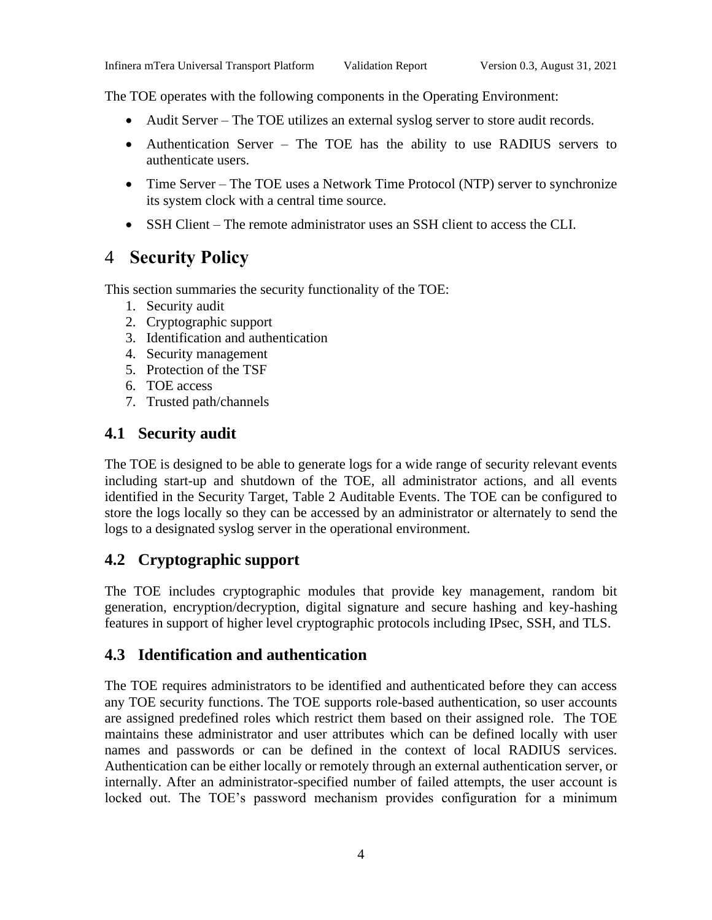The TOE operates with the following components in the Operating Environment:

- Audit Server – The TOE utilizes an external syslog server to store audit records.
- Authentication Server – The TOE has the ability to use RADIUS servers to authenticate users.
- Time Server – The TOE uses a Network Time Protocol (NTP) server to synchronize its system clock with a central time source.
- SSH Client – The remote administrator uses an SSH client to access the CLI.

# 4 Security Policy

This section summaries the security functionality of the TOE:

1. Security audit
2. Cryptographic support
3. Identification and authentication
4. Security management
5. Protection of the TSF
6. TOE access
7. Trusted path/channels

## 4.1 Security audit

The TOE is designed to be able to generate logs for a wide range of security relevant events including start-up and shutdown of the TOE, all administrator actions, and all events identified in the Security Target, Table 2 Auditable Events. The TOE can be configured to store the logs locally so they can be accessed by an administrator or alternately to send the logs to a designated syslog server in the operational environment.

## 4.2 Cryptographic support

The TOE includes cryptographic modules that provide key management, random bit generation, encryption/decryption, digital signature and secure hashing and key-hashing features in support of higher level cryptographic protocols including IPsec, SSH, and TLS.

## 4.3 Identification and authentication

The TOE requires administrators to be identified and authenticated before they can access any TOE security functions. The TOE supports role-based authentication, so user accounts are assigned predefined roles which restrict them based on their assigned role. The TOE maintains these administrator and user attributes which can be defined locally with user names and passwords or can be defined in the context of local RADIUS services. Authentication can be either locally or remotely through an external authentication server, or internally. After an administrator-specified number of failed attempts, the user account is locked out. The TOE's password mechanism provides configuration for a minimum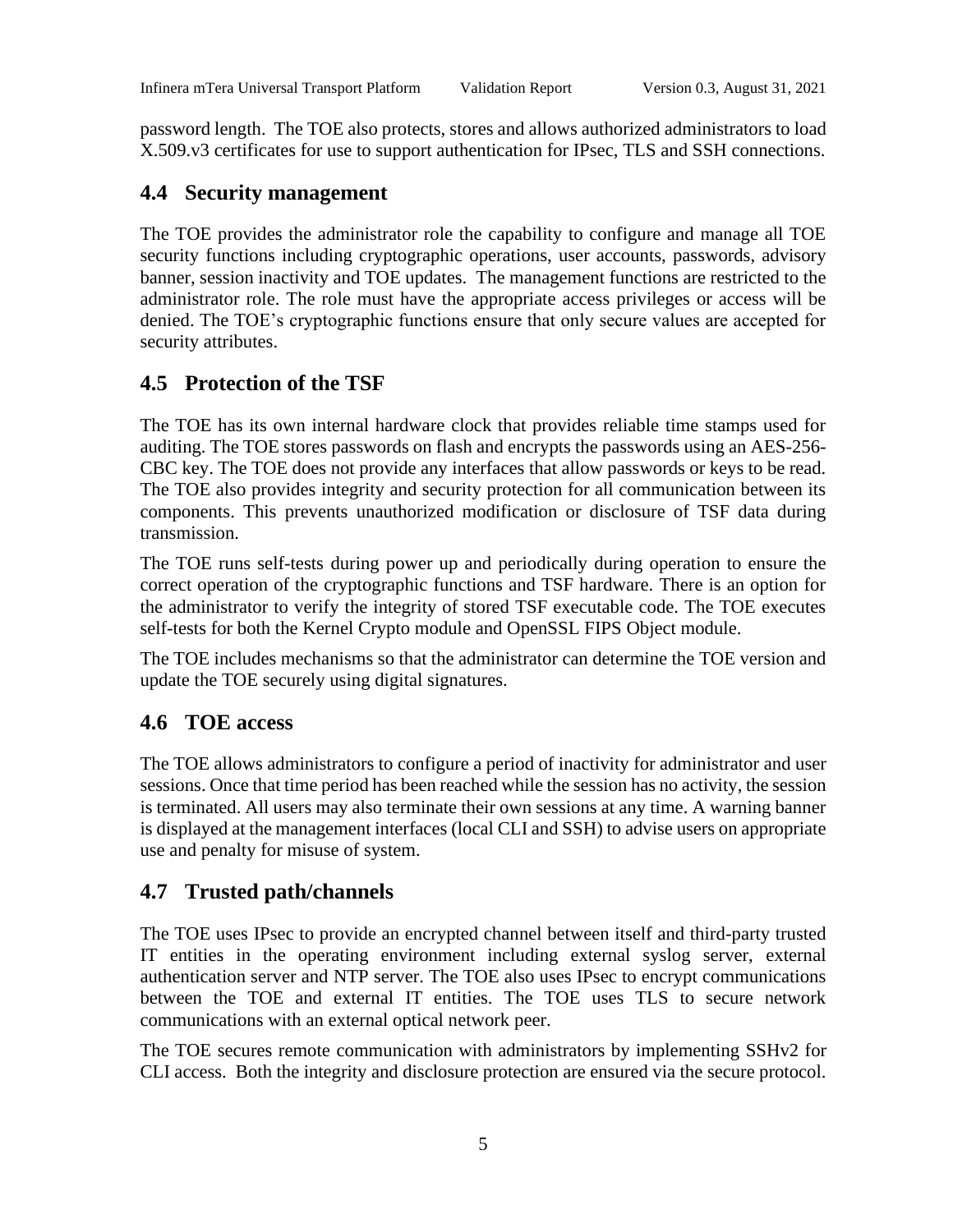password length. The TOE also protects, stores and allows authorized administrators to load X.509.v3 certificates for use to support authentication for IPsec, TLS and SSH connections.

## 4.4 Security management

The TOE provides the administrator role the capability to configure and manage all TOE security functions including cryptographic operations, user accounts, passwords, advisory banner, session inactivity and TOE updates. The management functions are restricted to the administrator role. The role must have the appropriate access privileges or access will be denied. The TOE's cryptographic functions ensure that only secure values are accepted for security attributes.

## 4.5 Protection of the TSF

The TOE has its own internal hardware clock that provides reliable time stamps used for auditing. The TOE stores passwords on flash and encrypts the passwords using an AES-256-CBC key. The TOE does not provide any interfaces that allow passwords or keys to be read. The TOE also provides integrity and security protection for all communication between its components. This prevents unauthorized modification or disclosure of TSF data during transmission.

The TOE runs self-tests during power up and periodically during operation to ensure the correct operation of the cryptographic functions and TSF hardware. There is an option for the administrator to verify the integrity of stored TSF executable code. The TOE executes self-tests for both the Kernel Crypto module and OpenSSL FIPS Object module.

The TOE includes mechanisms so that the administrator can determine the TOE version and update the TOE securely using digital signatures.

## 4.6 TOE access

The TOE allows administrators to configure a period of inactivity for administrator and user sessions. Once that time period has been reached while the session has no activity, the session is terminated. All users may also terminate their own sessions at any time. A warning banner is displayed at the management interfaces (local CLI and SSH) to advise users on appropriate use and penalty for misuse of system.

## 4.7 Trusted path/channels

The TOE uses IPsec to provide an encrypted channel between itself and third-party trusted IT entities in the operating environment including external syslog server, external authentication server and NTP server. The TOE also uses IPsec to encrypt communications between the TOE and external IT entities. The TOE uses TLS to secure network communications with an external optical network peer.

The TOE secures remote communication with administrators by implementing SSHv2 for CLI access. Both the integrity and disclosure protection are ensured via the secure protocol.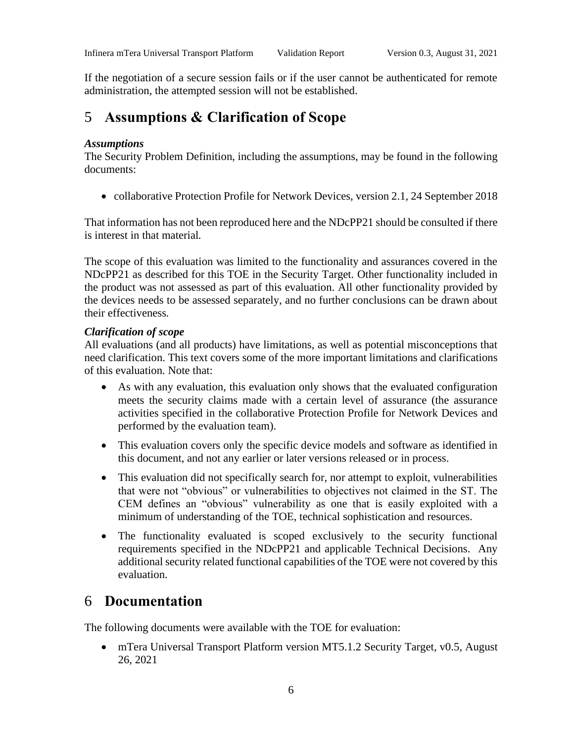If the negotiation of a secure session fails or if the user cannot be authenticated for remote administration, the attempted session will not be established.

# 5 Assumptions & Clarification of Scope

***Assumptions***

The Security Problem Definition, including the assumptions, may be found in the following documents:

- collaborative Protection Profile for Network Devices, version 2.1, 24 September 2018

That information has not been reproduced here and the NDcPP21 should be consulted if there is interest in that material.

The scope of this evaluation was limited to the functionality and assurances covered in the NDcPP21 as described for this TOE in the Security Target. Other functionality included in the product was not assessed as part of this evaluation. All other functionality provided by the devices needs to be assessed separately, and no further conclusions can be drawn about their effectiveness.

***Clarification of scope***

All evaluations (and all products) have limitations, as well as potential misconceptions that need clarification. This text covers some of the more important limitations and clarifications of this evaluation. Note that:

- As with any evaluation, this evaluation only shows that the evaluated configuration meets the security claims made with a certain level of assurance (the assurance activities specified in the collaborative Protection Profile for Network Devices and performed by the evaluation team).
- This evaluation covers only the specific device models and software as identified in this document, and not any earlier or later versions released or in process.
- This evaluation did not specifically search for, nor attempt to exploit, vulnerabilities that were not "obvious" or vulnerabilities to objectives not claimed in the ST. The CEM defines an "obvious" vulnerability as one that is easily exploited with a minimum of understanding of the TOE, technical sophistication and resources.
- The functionality evaluated is scoped exclusively to the security functional requirements specified in the NDcPP21 and applicable Technical Decisions. Any additional security related functional capabilities of the TOE were not covered by this evaluation.

# 6 Documentation

The following documents were available with the TOE for evaluation:

- mTera Universal Transport Platform version MT5.1.2 Security Target, v0.5, August 26, 2021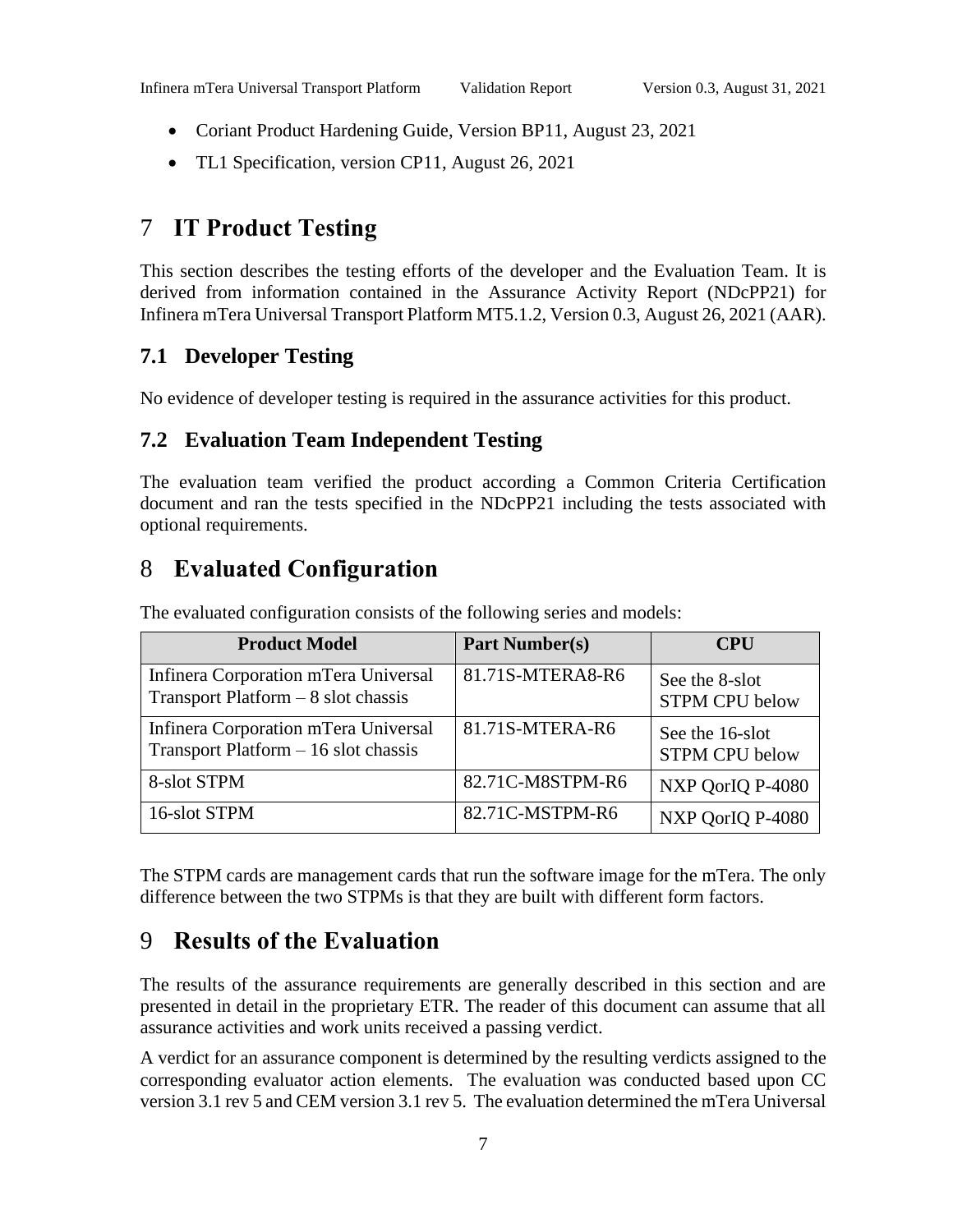- Coriant Product Hardening Guide, Version BP11, August 23, 2021
- TL1 Specification, version CP11, August 26, 2021

# 7 IT Product Testing

This section describes the testing efforts of the developer and the Evaluation Team. It is derived from information contained in the Assurance Activity Report (NDcPP21) for Infinera mTera Universal Transport Platform MT5.1.2, Version 0.3, August 26, 2021 (AAR).

## 7.1 Developer Testing

No evidence of developer testing is required in the assurance activities for this product.

## 7.2 Evaluation Team Independent Testing

The evaluation team verified the product according a Common Criteria Certification document and ran the tests specified in the NDcPP21 including the tests associated with optional requirements.

# 8 Evaluated Configuration

The evaluated configuration consists of the following series and models:

| Product Model | Part Number(s) | CPU |
|---|---|---|
| Infinera Corporation mTera Universal Transport Platform – 8 slot chassis | 81.71S-MTERA8-R6 | See the 8-slot STPM CPU below |
| Infinera Corporation mTera Universal Transport Platform – 16 slot chassis | 81.71S-MTERA-R6 | See the 16-slot STPM CPU below |
| 8-slot STPM | 82.71C-M8STPM-R6 | NXP QorIQ P-4080 |
| 16-slot STPM | 82.71C-MSTPM-R6 | NXP QorIQ P-4080 |

The STPM cards are management cards that run the software image for the mTera. The only difference between the two STPMs is that they are built with different form factors.

# 9 Results of the Evaluation

The results of the assurance requirements are generally described in this section and are presented in detail in the proprietary ETR. The reader of this document can assume that all assurance activities and work units received a passing verdict.

A verdict for an assurance component is determined by the resulting verdicts assigned to the corresponding evaluator action elements. The evaluation was conducted based upon CC version 3.1 rev 5 and CEM version 3.1 rev 5. The evaluation determined the mTera Universal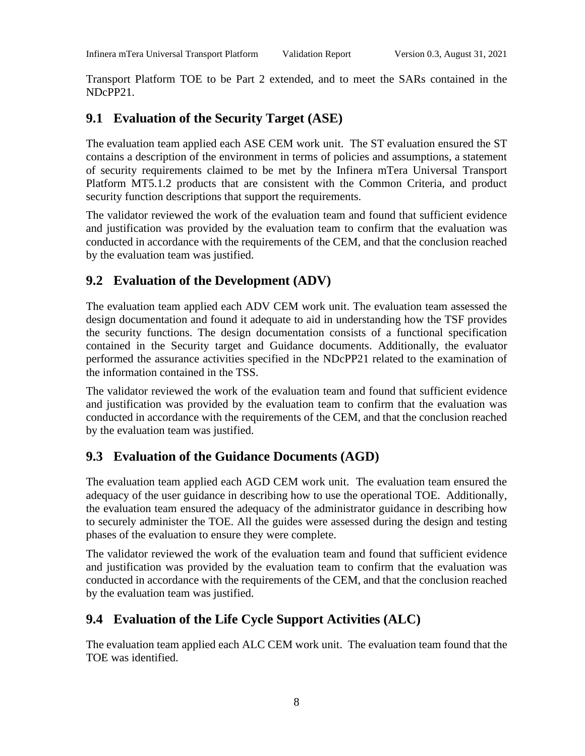Transport Platform TOE to be Part 2 extended, and to meet the SARs contained in the NDcPP21.

## 9.1 Evaluation of the Security Target (ASE)

The evaluation team applied each ASE CEM work unit. The ST evaluation ensured the ST contains a description of the environment in terms of policies and assumptions, a statement of security requirements claimed to be met by the Infinera mTera Universal Transport Platform MT5.1.2 products that are consistent with the Common Criteria, and product security function descriptions that support the requirements.

The validator reviewed the work of the evaluation team and found that sufficient evidence and justification was provided by the evaluation team to confirm that the evaluation was conducted in accordance with the requirements of the CEM, and that the conclusion reached by the evaluation team was justified.

## 9.2 Evaluation of the Development (ADV)

The evaluation team applied each ADV CEM work unit. The evaluation team assessed the design documentation and found it adequate to aid in understanding how the TSF provides the security functions. The design documentation consists of a functional specification contained in the Security target and Guidance documents. Additionally, the evaluator performed the assurance activities specified in the NDcPP21 related to the examination of the information contained in the TSS.

The validator reviewed the work of the evaluation team and found that sufficient evidence and justification was provided by the evaluation team to confirm that the evaluation was conducted in accordance with the requirements of the CEM, and that the conclusion reached by the evaluation team was justified.

## 9.3 Evaluation of the Guidance Documents (AGD)

The evaluation team applied each AGD CEM work unit. The evaluation team ensured the adequacy of the user guidance in describing how to use the operational TOE. Additionally, the evaluation team ensured the adequacy of the administrator guidance in describing how to securely administer the TOE. All the guides were assessed during the design and testing phases of the evaluation to ensure they were complete.

The validator reviewed the work of the evaluation team and found that sufficient evidence and justification was provided by the evaluation team to confirm that the evaluation was conducted in accordance with the requirements of the CEM, and that the conclusion reached by the evaluation team was justified.

## 9.4 Evaluation of the Life Cycle Support Activities (ALC)

The evaluation team applied each ALC CEM work unit. The evaluation team found that the TOE was identified.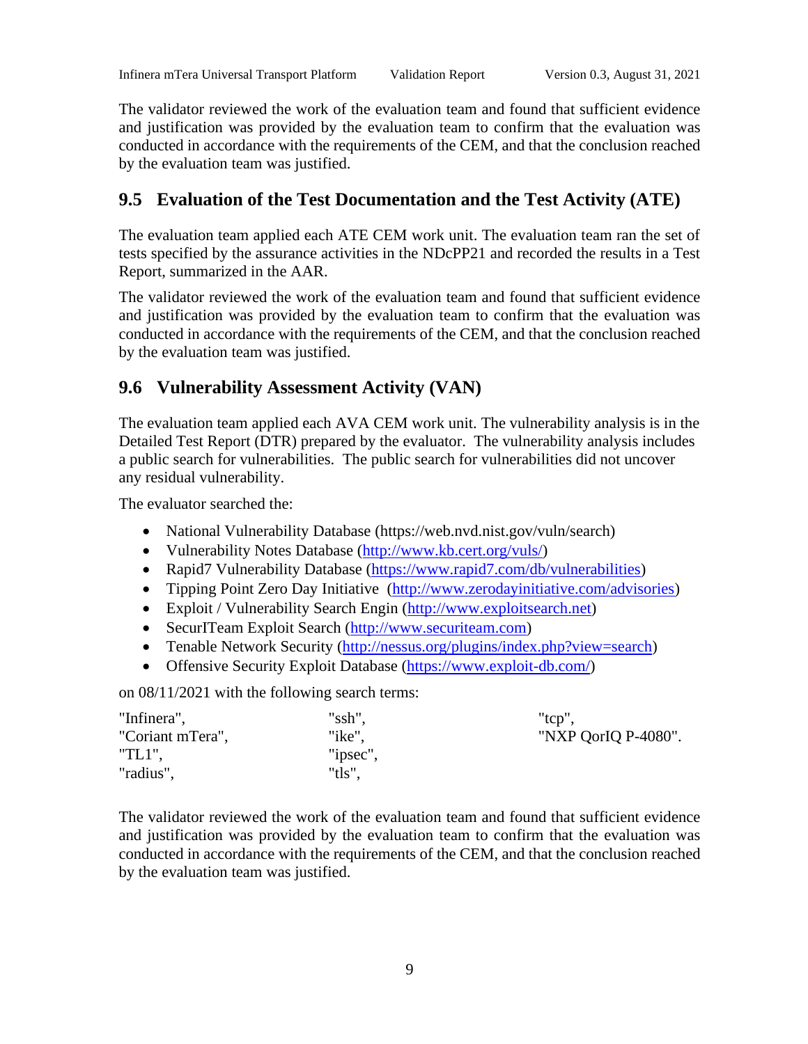The validator reviewed the work of the evaluation team and found that sufficient evidence and justification was provided by the evaluation team to confirm that the evaluation was conducted in accordance with the requirements of the CEM, and that the conclusion reached by the evaluation team was justified.

## 9.5 Evaluation of the Test Documentation and the Test Activity (ATE)

The evaluation team applied each ATE CEM work unit. The evaluation team ran the set of tests specified by the assurance activities in the NDcPP21 and recorded the results in a Test Report, summarized in the AAR.

The validator reviewed the work of the evaluation team and found that sufficient evidence and justification was provided by the evaluation team to confirm that the evaluation was conducted in accordance with the requirements of the CEM, and that the conclusion reached by the evaluation team was justified.

## 9.6 Vulnerability Assessment Activity (VAN)

The evaluation team applied each AVA CEM work unit. The vulnerability analysis is in the Detailed Test Report (DTR) prepared by the evaluator. The vulnerability analysis includes a public search for vulnerabilities. The public search for vulnerabilities did not uncover any residual vulnerability.

The evaluator searched the:

- National Vulnerability Database (https://web.nvd.nist.gov/vuln/search)
- Vulnerability Notes Database (http://www.kb.cert.org/vuls/)
- Rapid7 Vulnerability Database (https://www.rapid7.com/db/vulnerabilities)
- Tipping Point Zero Day Initiative (http://www.zerodayinitiative.com/advisories)
- Exploit / Vulnerability Search Engin (http://www.exploitsearch.net)
- SecurITeam Exploit Search (http://www.securiteam.com)
- Tenable Network Security (http://nessus.org/plugins/index.php?view=search)
- Offensive Security Exploit Database (https://www.exploit-db.com/)

on 08/11/2021 with the following search terms:

"Infinera",
"Coriant mTera",
"TL1",
"radius",
"ssh",
"ike",
"ipsec",
"tls",
"tcp",
"NXP QorIQ P-4080".

The validator reviewed the work of the evaluation team and found that sufficient evidence and justification was provided by the evaluation team to confirm that the evaluation was conducted in accordance with the requirements of the CEM, and that the conclusion reached by the evaluation team was justified.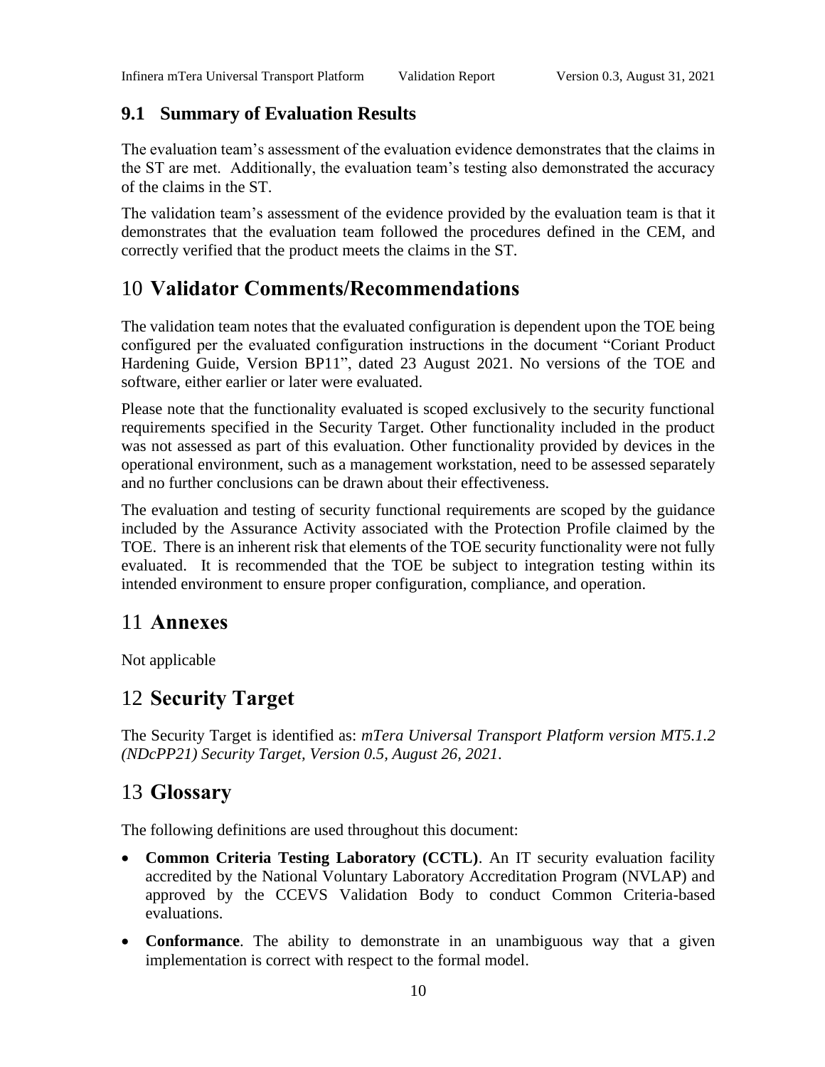## 9.1 Summary of Evaluation Results

The evaluation team's assessment of the evaluation evidence demonstrates that the claims in the ST are met. Additionally, the evaluation team's testing also demonstrated the accuracy of the claims in the ST.

The validation team's assessment of the evidence provided by the evaluation team is that it demonstrates that the evaluation team followed the procedures defined in the CEM, and correctly verified that the product meets the claims in the ST.

# 10 Validator Comments/Recommendations

The validation team notes that the evaluated configuration is dependent upon the TOE being configured per the evaluated configuration instructions in the document "Coriant Product Hardening Guide, Version BP11", dated 23 August 2021. No versions of the TOE and software, either earlier or later were evaluated.

Please note that the functionality evaluated is scoped exclusively to the security functional requirements specified in the Security Target. Other functionality included in the product was not assessed as part of this evaluation. Other functionality provided by devices in the operational environment, such as a management workstation, need to be assessed separately and no further conclusions can be drawn about their effectiveness.

The evaluation and testing of security functional requirements are scoped by the guidance included by the Assurance Activity associated with the Protection Profile claimed by the TOE. There is an inherent risk that elements of the TOE security functionality were not fully evaluated. It is recommended that the TOE be subject to integration testing within its intended environment to ensure proper configuration, compliance, and operation.

# 11 Annexes

Not applicable

# 12 Security Target

The Security Target is identified as: *mTera Universal Transport Platform version MT5.1.2 (NDcPP21) Security Target, Version 0.5, August 26, 2021.*

# 13 Glossary

The following definitions are used throughout this document:

- **Common Criteria Testing Laboratory (CCTL)**. An IT security evaluation facility accredited by the National Voluntary Laboratory Accreditation Program (NVLAP) and approved by the CCEVS Validation Body to conduct Common Criteria-based evaluations.
- **Conformance**. The ability to demonstrate in an unambiguous way that a given implementation is correct with respect to the formal model.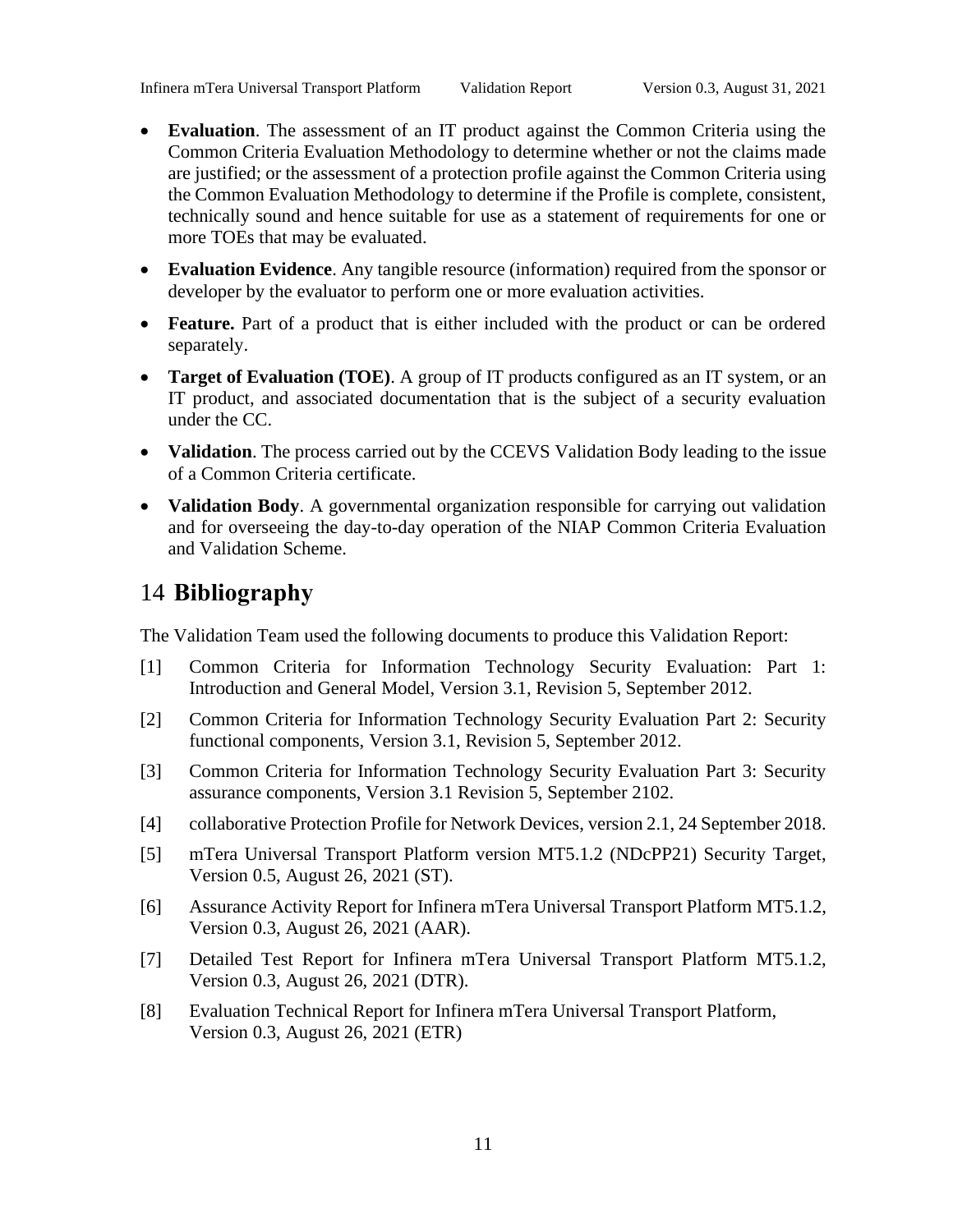- **Evaluation**. The assessment of an IT product against the Common Criteria using the Common Criteria Evaluation Methodology to determine whether or not the claims made are justified; or the assessment of a protection profile against the Common Criteria using the Common Evaluation Methodology to determine if the Profile is complete, consistent, technically sound and hence suitable for use as a statement of requirements for one or more TOEs that may be evaluated.
- **Evaluation Evidence**. Any tangible resource (information) required from the sponsor or developer by the evaluator to perform one or more evaluation activities.
- **Feature.** Part of a product that is either included with the product or can be ordered separately.
- **Target of Evaluation (TOE)**. A group of IT products configured as an IT system, or an IT product, and associated documentation that is the subject of a security evaluation under the CC.
- **Validation**. The process carried out by the CCEVS Validation Body leading to the issue of a Common Criteria certificate.
- **Validation Body**. A governmental organization responsible for carrying out validation and for overseeing the day-to-day operation of the NIAP Common Criteria Evaluation and Validation Scheme.

# 14 Bibliography

The Validation Team used the following documents to produce this Validation Report:

[1] Common Criteria for Information Technology Security Evaluation: Part 1: Introduction and General Model, Version 3.1, Revision 5, September 2012.

[2] Common Criteria for Information Technology Security Evaluation Part 2: Security functional components, Version 3.1, Revision 5, September 2012.

[3] Common Criteria for Information Technology Security Evaluation Part 3: Security assurance components, Version 3.1 Revision 5, September 2102.

[4] collaborative Protection Profile for Network Devices, version 2.1, 24 September 2018.

[5] mTera Universal Transport Platform version MT5.1.2 (NDcPP21) Security Target, Version 0.5, August 26, 2021 (ST).

[6] Assurance Activity Report for Infinera mTera Universal Transport Platform MT5.1.2, Version 0.3, August 26, 2021 (AAR).

[7] Detailed Test Report for Infinera mTera Universal Transport Platform MT5.1.2, Version 0.3, August 26, 2021 (DTR).

[8] Evaluation Technical Report for Infinera mTera Universal Transport Platform, Version 0.3, August 26, 2021 (ETR)